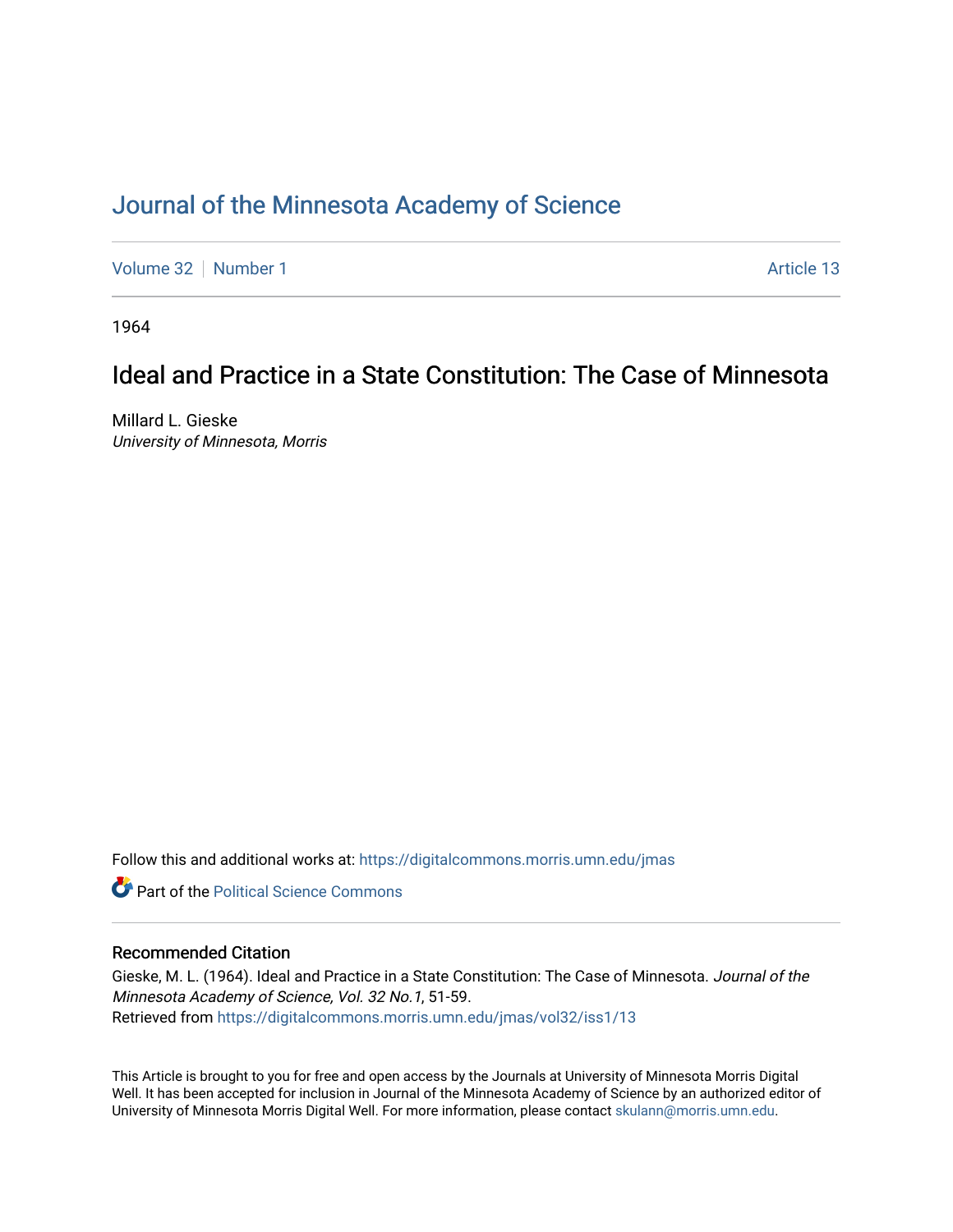# Journal of the Minnesota Academy of Science

Volume 32 | Number 1 Article 13

1964

## Ideal and Practice in a State Constitution: The Case of Minnesota

Millard L. Gieske
*University of Minnesota, Morris*

Follow this and additional works at: https://digitalcommons.morris.umn.edu/jmas

Part of the Political Science Commons

### Recommended Citation

Gieske, M. L. (1964). Ideal and Practice in a State Constitution: The Case of Minnesota. *Journal of the Minnesota Academy of Science, Vol. 32 No.1*, 51-59.
Retrieved from https://digitalcommons.morris.umn.edu/jmas/vol32/iss1/13

This Article is brought to you for free and open access by the Journals at University of Minnesota Morris Digital Well. It has been accepted for inclusion in Journal of the Minnesota Academy of Science by an authorized editor of University of Minnesota Morris Digital Well. For more information, please contact skulann@morris.umn.edu.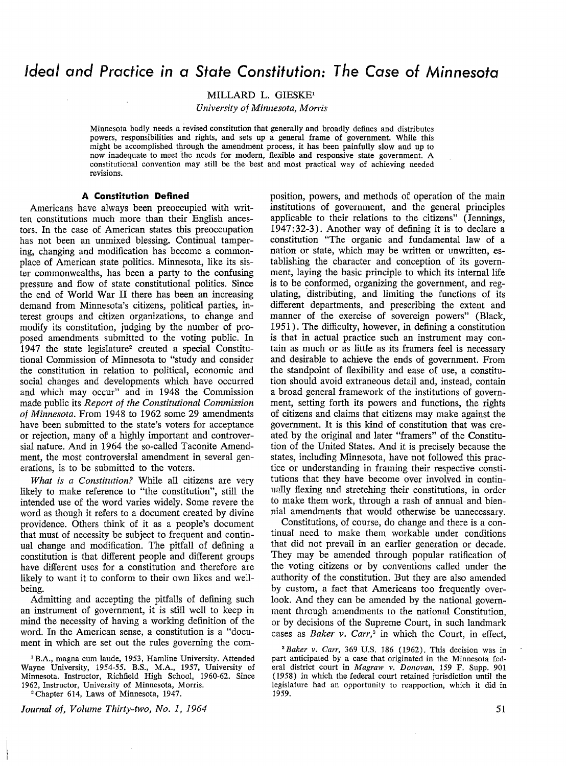# Ideal and Practice in a State Constitution: The Case of Minnesota

MILLARD L. GIESKE[1]

*University of Minnesota, Morris*

Minnesota badly needs a revised constitution that generally and broadly defines and distributes powers, responsibilities and rights, and sets up a general frame of government. While this might be accomplished through the amendment process, it has been painfully slow and up to now inadequate to meet the needs for modern, flexible and responsive state government. A constitutional convention may still be the best and most practical way of achieving needed revisions.

### A Constitution Defined

Americans have always been preoccupied with written constitutions much more than their English ancestors. In the case of American states this preoccupation has not been an unmixed blessing. Continual tampering, changing and modification has become a commonplace of American state politics. Minnesota, like its sister commonwealths, has been a party to the confusing pressure and flow of state constitutional politics. Since the end of World War II there has been an increasing demand from Minnesota's citizens, political parties, interest groups and citizen organizations, to change and modify its constitution, judging by the number of proposed amendments submitted to the voting public. In 1947 the state legislature[2] created a special Constitutional Commission of Minnesota to "study and consider the constitution in relation to political, economic and social changes and developments which have occurred and which may occur" and in 1948 the Commission made public its *Report of the Constitutional Commission of Minnesota.* From 1948 to 1962 some 29 amendments have been submitted to the state's voters for acceptance or rejection, many of a highly important and controversial nature. And in 1964 the so-called Taconite Amendment, the most controversial amendment in several generations, is to be submitted to the voters.

*What is a Constitution?* While all citizens are very likely to make reference to "the constitution", still the intended use of the word varies widely. Some revere the word as though it refers to a document created by divine providence. Others think of it as a people's document that must of necessity be subject to frequent and continual change and modification. The pitfall of defining a constitution is that different people and different groups have different uses for a constitution and therefore are likely to want it to conform to their own likes and well-being.

Admitting and accepting the pitfalls of defining such an instrument of government, it is still well to keep in mind the necessity of having a working definition of the word. In the American sense, a constitution is a "document in which are set out the rules governing the composition, powers, and methods of operation of the main institutions of government, and the general principles applicable to their relations to the citizens" (Jennings, 1947:32-3). Another way of defining it is to declare a constitution "The organic and fundamental law of a nation or state, which may be written or unwritten, establishing the character and conception of its government, laying the basic principle to which its internal life is to be conformed, organizing the government, and regulating, distributing, and limiting the functions of its different departments, and prescribing the extent and manner of the exercise of sovereign powers" (Black, 1951). The difficulty, however, in defining a constitution is that in actual practice such an instrument may contain as much or as little as its framers feel is necessary and desirable to achieve the ends of government. From the standpoint of flexibility and ease of use, a constitution should avoid extraneous detail and, instead, contain a broad general framework of the institutions of government, setting forth its powers and functions, the rights of citizens and claims that citizens may make against the government. It is this kind of constitution that was created by the original and later "framers" of the Constitution of the United States. And it is precisely because the states, including Minnesota, have not followed this practice or understanding in framing their respective constitutions that they have become over involved in continually flexing and stretching their constitutions, in order to make them work, through a rash of annual and biennial amendments that would otherwise be unnecessary.

Constitutions, of course, do change and there is a continual need to make them workable under conditions that did not prevail in an earlier generation or decade. They may be amended through popular ratification of the voting citizens or by conventions called under the authority of the constitution. But they are also amended by custom, a fact that Americans too frequently overlook. And they can be amended by the national government through amendments to the national Constitution, or by decisions of the Supreme Court, in such landmark cases as *Baker v. Carr,*[3] in which the Court, in effect,

[1] B.A., magna cum laude, 1953, Hamline University. Attended Wayne University, 1954-55. B.S., M.A., 1957, University of Minnesota. Instructor, Richfield High School, 1960-62. Since 1962, Instructor, University of Minnesota, Morris.

[2] Chapter 614, Laws of Minnesota, 1947.

[3] *Baker v. Carr,* 369 U.S. 186 (1962). This decision was in part anticipated by a case that originated in the Minnesota federal district court in *Magraw v. Donovan,* 159 F. Supp. 901 (1958) in which the federal court retained jurisdiction until the legislature had an opportunity to reapportion, which it did in 1959.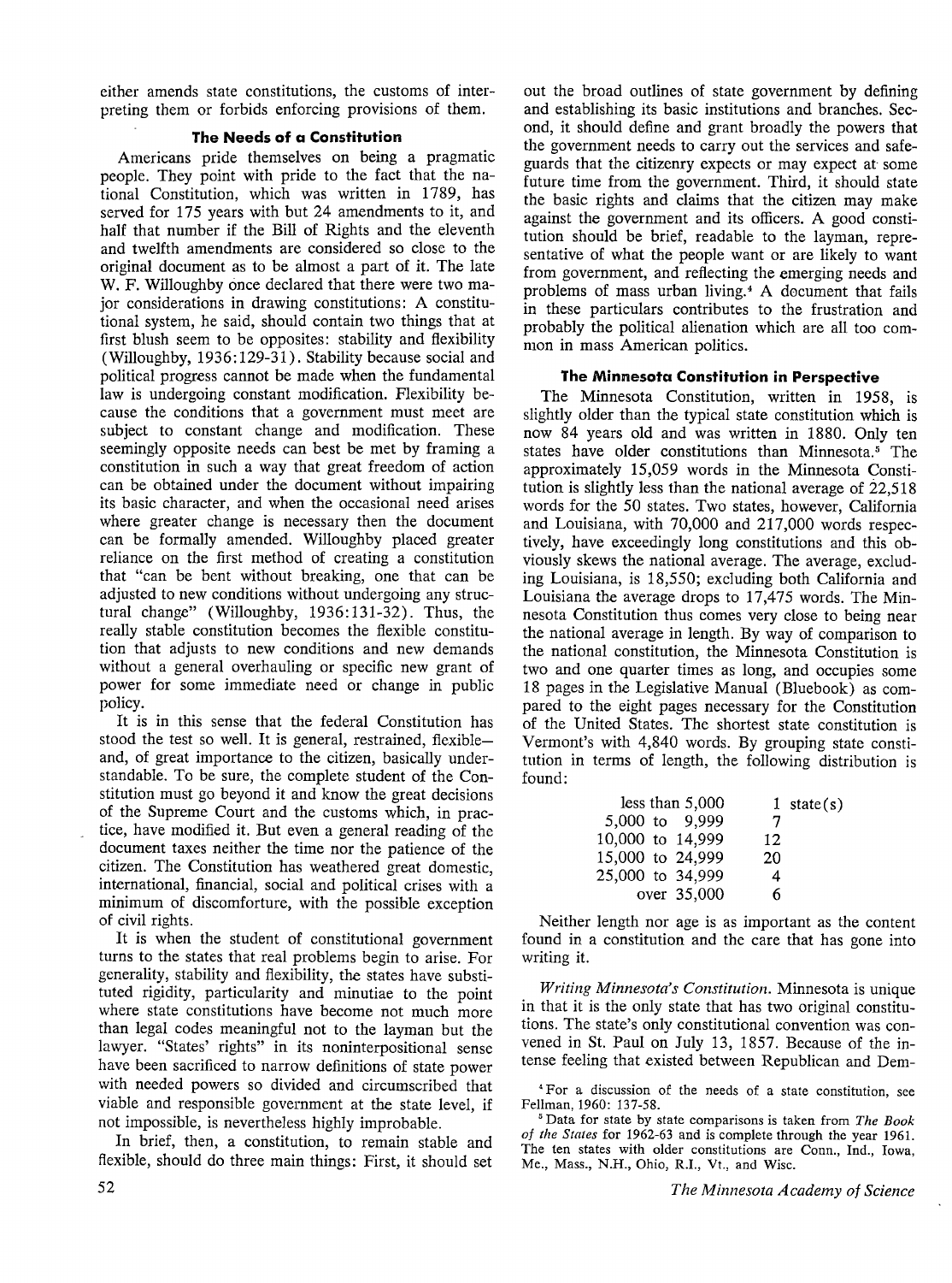either amends state constitutions, the customs of interpreting them or forbids enforcing provisions of them.

### The Needs of a Constitution

Americans pride themselves on being a pragmatic people. They point with pride to the fact that the national Constitution, which was written in 1789, has served for 175 years with but 24 amendments to it, and half that number if the Bill of Rights and the eleventh and twelfth amendments are considered so close to the original document as to be almost a part of it. The late W. F. Willoughby once declared that there were two major considerations in drawing constitutions: A constitutional system, he said, should contain two things that at first blush seem to be opposites: stability and flexibility (Willoughby, 1936:129-31). Stability because social and political progress cannot be made when the fundamental law is undergoing constant modification. Flexibility because the conditions that a government must meet are subject to constant change and modification. These seemingly opposite needs can best be met by framing a constitution in such a way that great freedom of action can be obtained under the document without impairing its basic character, and when the occasional need arises where greater change is necessary then the document can be formally amended. Willoughby placed greater reliance on the first method of creating a constitution that "can be bent without breaking, one that can be adjusted to new conditions without undergoing any structural change" (Willoughby, 1936:131-32). Thus, the really stable constitution becomes the flexible constitution that adjusts to new conditions and new demands without a general overhauling or specific new grant of power for some immediate need or change in public policy.

It is in this sense that the federal Constitution has stood the test so well. It is general, restrained, flexible—and, of great importance to the citizen, basically understandable. To be sure, the complete student of the Constitution must go beyond it and know the great decisions of the Supreme Court and the customs which, in practice, have modified it. But even a general reading of the document taxes neither the time nor the patience of the citizen. The Constitution has weathered great domestic, international, financial, social and political crises with a minimum of discomforture, with the possible exception of civil rights.

It is when the student of constitutional government turns to the states that real problems begin to arise. For generality, stability and flexibility, the states have substituted rigidity, particularity and minutiae to the point where state constitutions have become not much more than legal codes meaningful not to the layman but the lawyer. "States' rights" in its noninterpositional sense have been sacrificed to narrow definitions of state power with needed powers so divided and circumscribed that viable and responsible government at the state level, if not impossible, is nevertheless highly improbable.

In brief, then, a constitution, to remain stable and flexible, should do three main things: First, it should set out the broad outlines of state government by defining and establishing its basic institutions and branches. Second, it should define and grant broadly the powers that the government needs to carry out the services and safeguards that the citizenry expects or may expect at some future time from the government. Third, it should state the basic rights and claims that the citizen may make against the government and its officers. A good constitution should be brief, readable to the layman, representative of what the people want or are likely to want from government, and reflecting the emerging needs and problems of mass urban living.[4] A document that fails in these particulars contributes to the frustration and probably the political alienation which are all too common in mass American politics.

### The Minnesota Constitution in Perspective

The Minnesota Constitution, written in 1958, is slightly older than the typical state constitution which is now 84 years old and was written in 1880. Only ten states have older constitutions than Minnesota.[5] The approximately 15,059 words in the Minnesota Constitution is slightly less than the national average of 22,518 words for the 50 states. Two states, however, California and Louisiana, with 70,000 and 217,000 words respectively, have exceedingly long constitutions and this obviously skews the national average. The average, excluding Louisiana, is 18,550; excluding both California and Louisiana the average drops to 17,475 words. The Minnesota Constitution thus comes very close to being near the national average in length. By way of comparison to the national constitution, the Minnesota Constitution is two and one quarter times as long, and occupies some 18 pages in the Legislative Manual (Bluebook) as compared to the eight pages necessary for the Constitution of the United States. The shortest state constitution is Vermont's with 4,840 words. By grouping state constitution in terms of length, the following distribution is found:

| Words | State(s) |
|---|---|
| less than 5,000 | 1 |
| 5,000 to 9,999 | 7 |
| 10,000 to 14,999 | 12 |
| 15,000 to 24,999 | 20 |
| 25,000 to 34,999 | 4 |
| over 35,000 | 6 |

Neither length nor age is as important as the content found in a constitution and the care that has gone into writing it.

*Writing Minnesota's Constitution.* Minnesota is unique in that it is the only state that has two original constitutions. The state's only constitutional convention was convened in St. Paul on July 13, 1857. Because of the intense feeling that existed between Republican and Dem-

[4] For a discussion of the needs of a state constitution, see Fellman, 1960: 137-58.

[5] Data for state by state comparisons is taken from *The Book of the States* for 1962-63 and is complete through the year 1961. The ten states with older constitutions are Conn., Ind., Iowa, Me., Mass., N.H., Ohio, R.I., Vt., and Wisc.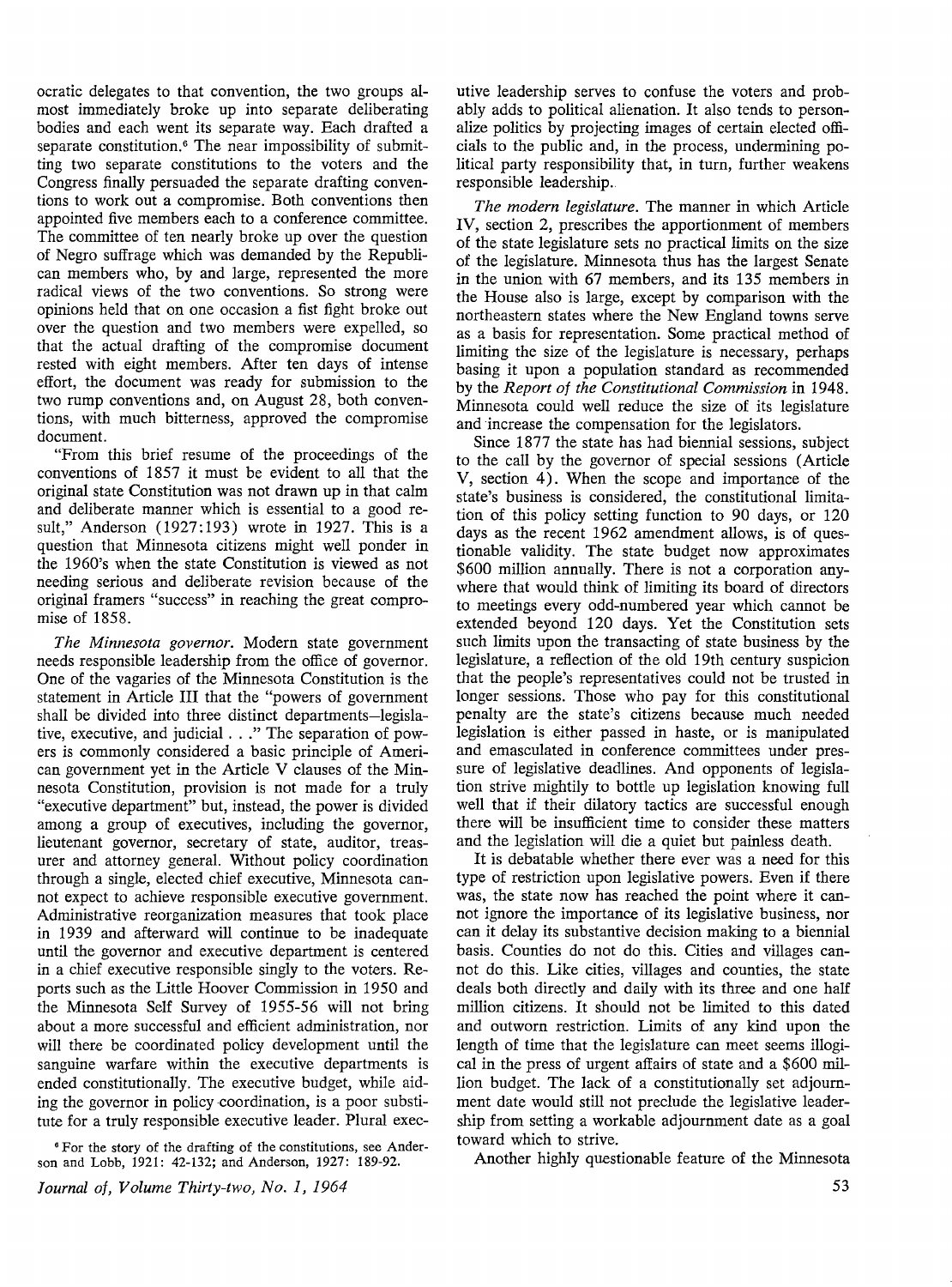ocratic delegates to that convention, the two groups almost immediately broke up into separate deliberating bodies and each went its separate way. Each drafted a separate constitution.[6] The near impossibility of submitting two separate constitutions to the voters and the Congress finally persuaded the separate drafting conventions to work out a compromise. Both conventions then appointed five members each to a conference committee. The committee of ten nearly broke up over the question of Negro suffrage which was demanded by the Republican members who, by and large, represented the more radical views of the two conventions. So strong were opinions held that on one occasion a fist fight broke out over the question and two members were expelled, so that the actual drafting of the compromise document rested with eight members. After ten days of intense effort, the document was ready for submission to the two rump conventions and, on August 28, both conventions, with much bitterness, approved the compromise document.

"From this brief resume of the proceedings of the conventions of 1857 it must be evident to all that the original state Constitution was not drawn up in that calm and deliberate manner which is essential to a good result," Anderson (1927:193) wrote in 1927. This is a question that Minnesota citizens might well ponder in the 1960's when the state Constitution is viewed as not needing serious and deliberate revision because of the original framers "success" in reaching the great compromise of 1858.

*The Minnesota governor.* Modern state government needs responsible leadership from the office of governor. One of the vagaries of the Minnesota Constitution is the statement in Article III that the "powers of government shall be divided into three distinct departments–legislative, executive, and judicial . . ." The separation of powers is commonly considered a basic principle of American government yet in the Article V clauses of the Minnesota Constitution, provision is not made for a truly "executive department" but, instead, the power is divided among a group of executives, including the governor, lieutenant governor, secretary of state, auditor, treasurer and attorney general. Without policy coordination through a single, elected chief executive, Minnesota cannot expect to achieve responsible executive government. Administrative reorganization measures that took place in 1939 and afterward will continue to be inadequate until the governor and executive department is centered in a chief executive responsible singly to the voters. Reports such as the Little Hoover Commission in 1950 and the Minnesota Self Survey of 1955-56 will not bring about a more successful and efficient administration, nor will there be coordinated policy development until the sanguine warfare within the executive departments is ended constitutionally. The executive budget, while aiding the governor in policy coordination, is a poor substitute for a truly responsible executive leader. Plural executive leadership serves to confuse the voters and probably adds to political alienation. It also tends to personalize politics by projecting images of certain elected officials to the public and, in the process, undermining political party responsibility that, in turn, further weakens responsible leadership.

*The modern legislature.* The manner in which Article IV, section 2, prescribes the apportionment of members of the state legislature sets no practical limits on the size of the legislature. Minnesota thus has the largest Senate in the union with 67 members, and its 135 members in the House also is large, except by comparison with the northeastern states where the New England towns serve as a basis for representation. Some practical method of limiting the size of the legislature is necessary, perhaps basing it upon a population standard as recommended by the *Report of the Constitutional Commission* in 1948. Minnesota could well reduce the size of its legislature and increase the compensation for the legislators.

Since 1877 the state has had biennial sessions, subject to the call by the governor of special sessions (Article V, section 4). When the scope and importance of the state's business is considered, the constitutional limitation of this policy setting function to 90 days, or 120 days as the recent 1962 amendment allows, is of questionable validity. The state budget now approximates $600 million annually. There is not a corporation anywhere that would think of limiting its board of directors to meetings every odd-numbered year which cannot be extended beyond 120 days. Yet the Constitution sets such limits upon the transacting of state business by the legislature, a reflection of the old 19th century suspicion that the people's representatives could not be trusted in longer sessions. Those who pay for this constitutional penalty are the state's citizens because much needed legislation is either passed in haste, or is manipulated and emasculated in conference committees under pressure of legislative deadlines. And opponents of legislation strive mightily to bottle up legislation knowing full well that if their dilatory tactics are successful enough there will be insufficient time to consider these matters and the legislation will die a quiet but painless death.

It is debatable whether there ever was a need for this type of restriction upon legislative powers. Even if there was, the state now has reached the point where it cannot ignore the importance of its legislative business, nor can it delay its substantive decision making to a biennial basis. Counties do not do this. Cities and villages cannot do this. Like cities, villages and counties, the state deals both directly and daily with its three and one half million citizens. It should not be limited to this dated and outworn restriction. Limits of any kind upon the length of time that the legislature can meet seems illogical in the press of urgent affairs of state and a $600 million budget. The lack of a constitutionally set adjournment date would still not preclude the legislative leadership from setting a workable adjournment date as a goal toward which to strive.

Another highly questionable feature of the Minnesota

[6] For the story of the drafting of the constitutions, see Anderson and Lobb, 1921: 42-132; and Anderson, 1927: 189-92.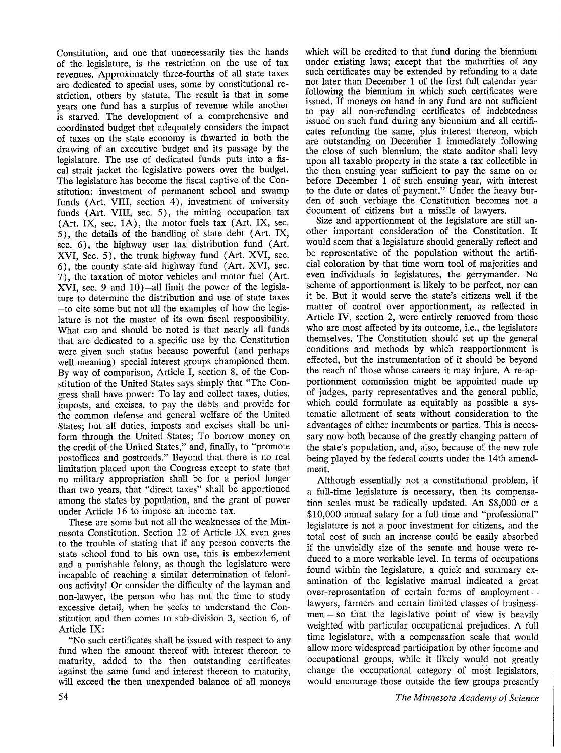Constitution, and one that unnecessarily ties the hands of the legislature, is the restriction on the use of tax revenues. Approximately three-fourths of all state taxes are dedicated to special uses, some by constitutional restriction, others by statute. The result is that in some years one fund has a surplus of revenue while another is starved. The development of a comprehensive and coordinated budget that adequately considers the impact of taxes on the state economy is thwarted in both the drawing of an executive budget and its passage by the legislature. The use of dedicated funds puts into a fiscal strait jacket the legislative powers over the budget. The legislature has become the fiscal captive of the Constitution: investment of permanent school and swamp funds (Art. VIII, section 4), investment of university funds (Art. VIII, sec. 5), the mining occupation tax (Art. IX, sec. 1A), the motor fuels tax (Art. IX, sec. 5), the details of the handling of state debt (Art. IX, sec. 6), the highway user tax distribution fund (Art. XVI, Sec. 5), the trunk highway fund (Art. XVI, sec. 6), the county state-aid highway fund (Art. XVI, sec. 7), the taxation of motor vehicles and motor fuel (Art. XVI, sec. 9 and 10)—all limit the power of the legislature to determine the distribution and use of state taxes —to cite some but not all the examples of how the legislature is not the master of its own fiscal responsibility. What can and should be noted is that nearly all funds that are dedicated to a specific use by the Constitution were given such status because powerful (and perhaps well meaning) special interest groups championed them. By way of comparison, Article I, section 8, of the Constitution of the United States says simply that "The Congress shall have power: To lay and collect taxes, duties, imposts, and excises, to pay the debts and provide for the common defense and general welfare of the United States; but all duties, imposts and excises shall be uniform through the United States; To borrow money on the credit of the United States," and, finally, to "promote postoffices and postroads." Beyond that there is no real limitation placed upon the Congress except to state that no military appropriation shall be for a period longer than two years, that "direct taxes" shall be apportioned among the states by population, and the grant of power under Article 16 to impose an income tax.

These are some but not all the weaknesses of the Minnesota Constitution. Section 12 of Article IX even goes to the trouble of stating that if any person converts the state school fund to his own use, this is embezzlement and a punishable felony, as though the legislature were incapable of reaching a similar determination of felonious activity! Or consider the difficulty of the layman and non-lawyer, the person who has not the time to study excessive detail, when he seeks to understand the Constitution and then comes to sub-division 3, section 6, of Article IX:

"No such certificates shall be issued with respect to any fund when the amount thereof with interest thereon to maturity, added to the then outstanding certificates against the same fund and interest thereon to maturity, will exceed the then unexpended balance of all moneys which will be credited to that fund during the biennium under existing laws; except that the maturities of any such certificates may be extended by refunding to a date not later than December 1 of the first full calendar year following the biennium in which such certificates were issued. If moneys on hand in any fund are not sufficient to pay all non-refunding certificates of indebtedness issued on such fund during any biennium and all certificates refunding the same, plus interest thereon, which are outstanding on December 1 immediately following the close of such biennium, the state auditor shall levy upon all taxable property in the state a tax collectible in the then ensuing year sufficient to pay the same on or before December 1 of such ensuing year, with interest to the date or dates of payment." Under the heavy burden of such verbiage the Constitution becomes not a document of citizens but a missile of lawyers.

Size and apportionment of the legislature are still another important consideration of the Constitution. It would seem that a legislature should generally reflect and be representative of the population without the artificial coloration by that time worn tool of majorities and even individuals in legislatures, the gerrymander. No scheme of apportionment is likely to be perfect, nor can it be. But it would serve the state's citizens well if the matter of control over apportionment, as reflected in Article IV, section 2, were entirely removed from those who are most affected by its outcome, i.e., the legislators themselves. The Constitution should set up the general conditions and methods by which reapportionment is effected, but the instrumentation of it should be beyond the reach of those whose careers it may injure. A re-apportionment commission might be appointed made up of judges, party representatives and the general public, which could formulate as equitably as possible a systematic allotment of seats without consideration to the advantages of either incumbents or parties. This is necessary now both because of the greatly changing pattern of the state's population, and, also, because of the new role being played by the federal courts under the 14th amendment.

Although essentially not a constitutional problem, if a full-time legislature is necessary, then its compensation scales must be radically updated. An $8,000 or a $10,000 annual salary for a full-time and "professional" legislature is not a poor investment for citizens, and the total cost of such an increase could be easily absorbed if the unwieldly size of the senate and house were reduced to a more workable level. In terms of occupations found within the legislature, a quick and summary examination of the legislative manual indicated a great over-representation of certain forms of employment — lawyers, farmers and certain limited classes of businessmen — so that the legislative point of view is heavily weighted with particular occupational prejudices. A full time legislature, with a compensation scale that would allow more widespread participation by other income and occupational groups, while it likely would not greatly change the occupational category of most legislators, would encourage those outside the few groups presently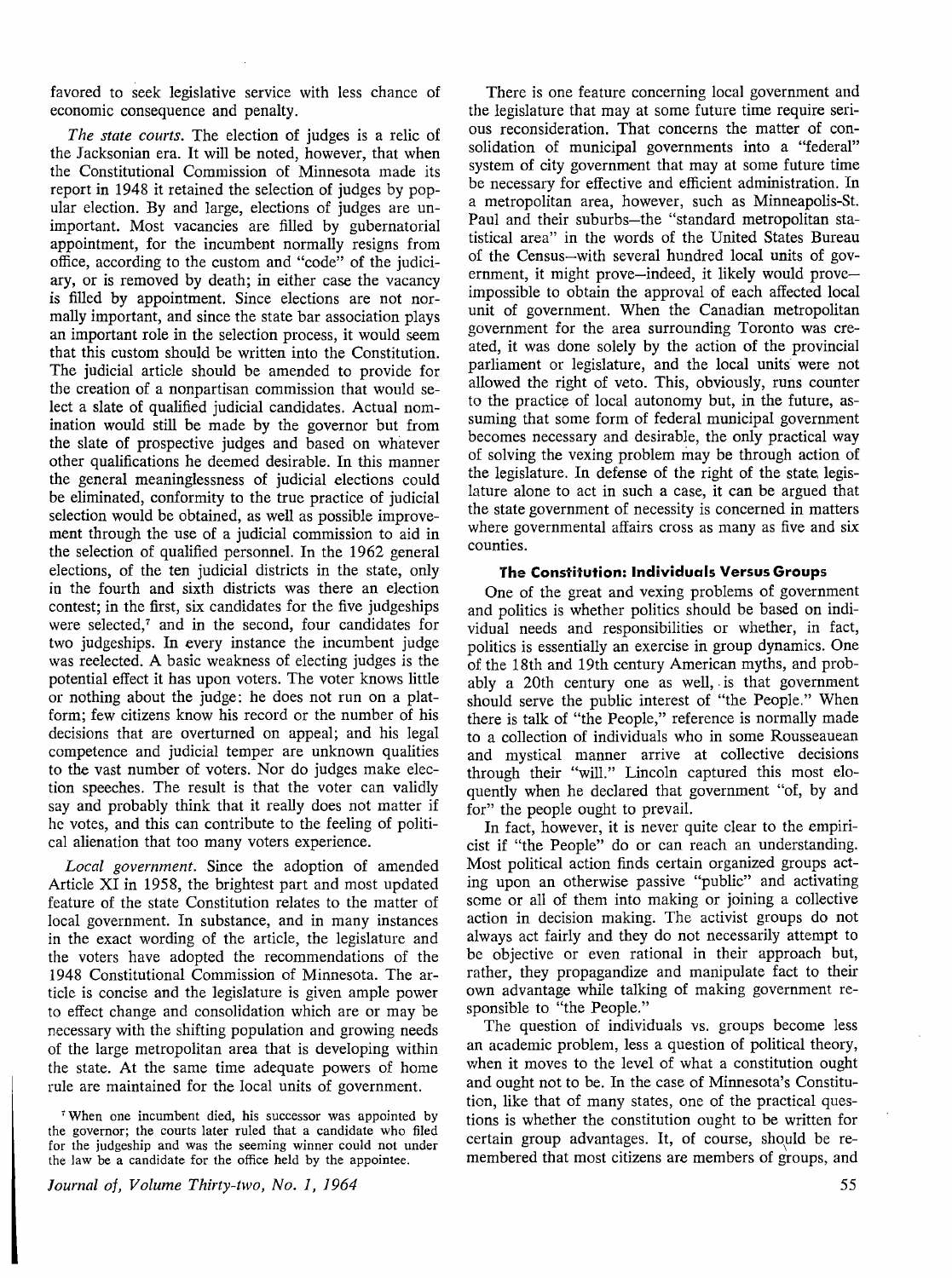favored to seek legislative service with less chance of economic consequence and penalty.

*The state courts.* The election of judges is a relic of the Jacksonian era. It will be noted, however, that when the Constitutional Commission of Minnesota made its report in 1948 it retained the selection of judges by popular election. By and large, elections of judges are unimportant. Most vacancies are filled by gubernatorial appointment, for the incumbent normally resigns from office, according to the custom and "code" of the judiciary, or is removed by death; in either case the vacancy is filled by appointment. Since elections are not normally important, and since the state bar association plays an important role in the selection process, it would seem that this custom should be written into the Constitution. The judicial article should be amended to provide for the creation of a nonpartisan commission that would select a slate of qualified judicial candidates. Actual nomination would still be made by the governor but from the slate of prospective judges and based on whatever other qualifications he deemed desirable. In this manner the general meaninglessness of judicial elections could be eliminated, conformity to the true practice of judicial selection would be obtained, as well as possible improvement through the use of a judicial commission to aid in the selection of qualified personnel. In the 1962 general elections, of the ten judicial districts in the state, only in the fourth and sixth districts was there an election contest; in the first, six candidates for the five judgeships were selected,[7] and in the second, four candidates for two judgeships. In every instance the incumbent judge was reelected. A basic weakness of electing judges is the potential effect it has upon voters. The voter knows little or nothing about the judge: he does not run on a platform; few citizens know his record or the number of his decisions that are overturned on appeal; and his legal competence and judicial temper are unknown qualities to the vast number of voters. Nor do judges make election speeches. The result is that the voter can validly say and probably think that it really does not matter if he votes, and this can contribute to the feeling of political alienation that too many voters experience.

*Local government.* Since the adoption of amended Article XI in 1958, the brightest part and most updated feature of the state Constitution relates to the matter of local government. In substance, and in many instances in the exact wording of the article, the legislature and the voters have adopted the recommendations of the 1948 Constitutional Commission of Minnesota. The article is concise and the legislature is given ample power to effect change and consolidation which are or may be necessary with the shifting population and growing needs of the large metropolitan area that is developing within the state. At the same time adequate powers of home rule are maintained for the local units of government.

[7] When one incumbent died, his successor was appointed by the governor; the courts later ruled that a candidate who filed for the judgeship and was the seeming winner could not under the law be a candidate for the office held by the appointee.

There is one feature concerning local government and the legislature that may at some future time require serious reconsideration. That concerns the matter of consolidation of municipal governments into a "federal" system of city government that may at some future time be necessary for effective and efficient administration. In a metropolitan area, however, such as Minneapolis-St. Paul and their suburbs—the "standard metropolitan statistical area" in the words of the United States Bureau of the Census—with several hundred local units of government, it might prove—indeed, it likely would prove—impossible to obtain the approval of each affected local unit of government. When the Canadian metropolitan government for the area surrounding Toronto was created, it was done solely by the action of the provincial parliament or legislature, and the local units were not allowed the right of veto. This, obviously, runs counter to the practice of local autonomy but, in the future, assuming that some form of federal municipal government becomes necessary and desirable, the only practical way of solving the vexing problem may be through action of the legislature. In defense of the right of the state legislature alone to act in such a case, it can be argued that the state government of necessity is concerned in matters where governmental affairs cross as many as five and six counties.

### The Constitution: Individuals Versus Groups

One of the great and vexing problems of government and politics is whether politics should be based on individual needs and responsibilities or whether, in fact, politics is essentially an exercise in group dynamics. One of the 18th and 19th century American myths, and probably a 20th century one as well, is that government should serve the public interest of "the People." When there is talk of "the People," reference is normally made to a collection of individuals who in some Rousseauean and mystical manner arrive at collective decisions through their "will." Lincoln captured this most eloquently when he declared that government "of, by and for" the people ought to prevail.

In fact, however, it is never quite clear to the empiricist if "the People" do or can reach an understanding. Most political action finds certain organized groups acting upon an otherwise passive "public" and activating some or all of them into making or joining a collective action in decision making. The activist groups do not always act fairly and they do not necessarily attempt to be objective or even rational in their approach but, rather, they propagandize and manipulate fact to their own advantage while talking of making government responsible to "the People."

The question of individuals vs. groups become less an academic problem, less a question of political theory, when it moves to the level of what a constitution ought and ought not to be. In the case of Minnesota's Constitution, like that of many states, one of the practical questions is whether the constitution ought to be written for certain group advantages. It, of course, should be remembered that most citizens are members of groups, and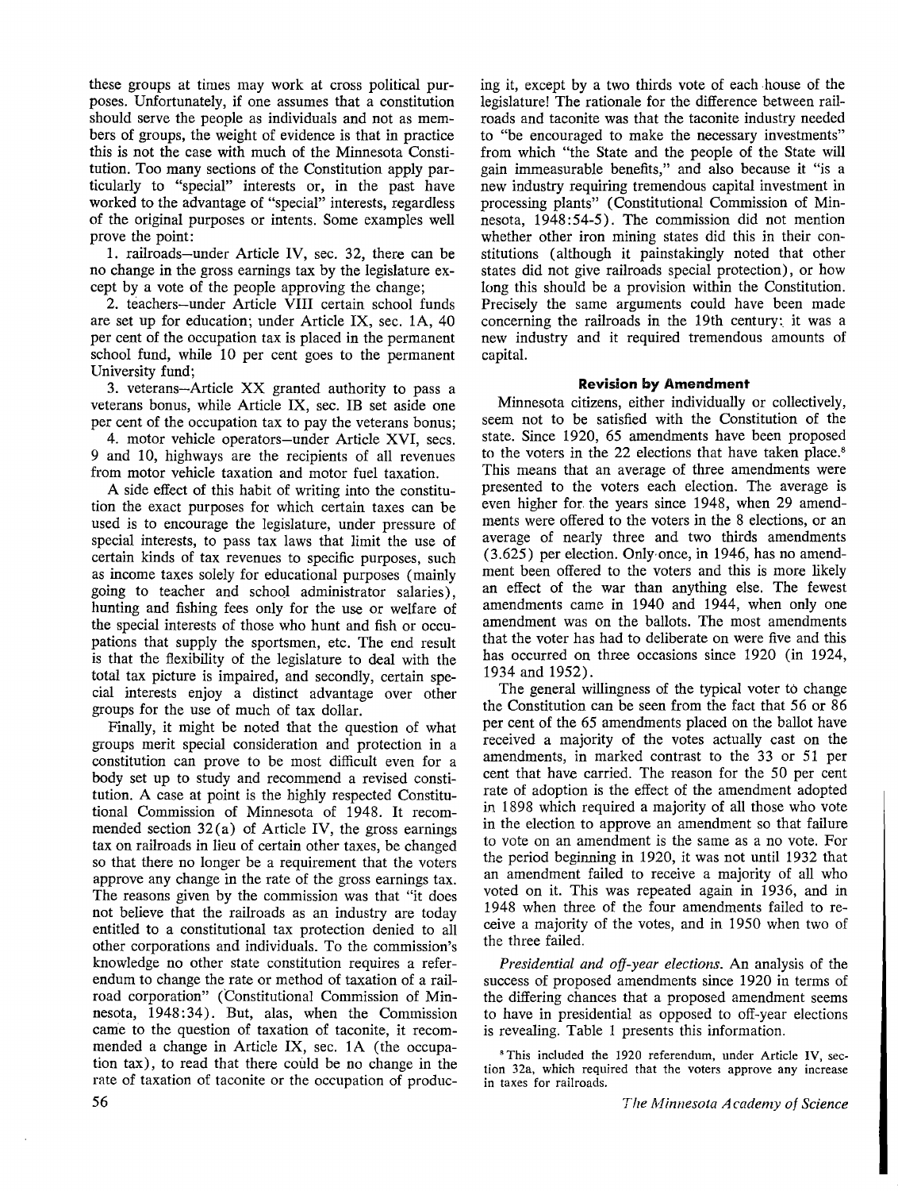these groups at times may work at cross political purposes. Unfortunately, if one assumes that a constitution should serve the people as individuals and not as members of groups, the weight of evidence is that in practice this is not the case with much of the Minnesota Constitution. Too many sections of the Constitution apply particularly to "special" interests or, in the past have worked to the advantage of "special" interests, regardless of the original purposes or intents. Some examples well prove the point:

1. railroads—under Article IV, sec. 32, there can be no change in the gross earnings tax by the legislature except by a vote of the people approving the change;

2. teachers—under Article VIII certain school funds are set up for education; under Article IX, sec. 1A, 40 per cent of the occupation tax is placed in the permanent school fund, while 10 per cent goes to the permanent University fund;

3. veterans—Article XX granted authority to pass a veterans bonus, while Article IX, sec. IB set aside one per cent of the occupation tax to pay the veterans bonus;

4. motor vehicle operators—under Article XVI, secs. 9 and 10, highways are the recipients of all revenues from motor vehicle taxation and motor fuel taxation.

A side effect of this habit of writing into the constitution the exact purposes for which certain taxes can be used is to encourage the legislature, under pressure of special interests, to pass tax laws that limit the use of certain kinds of tax revenues to specific purposes, such as income taxes solely for educational purposes (mainly going to teacher and school administrator salaries), hunting and fishing fees only for the use or welfare of the special interests of those who hunt and fish or occupations that supply the sportsmen, etc. The end result is that the flexibility of the legislature to deal with the total tax picture is impaired, and secondly, certain special interests enjoy a distinct advantage over other groups for the use of much of tax dollar.

Finally, it might be noted that the question of what groups merit special consideration and protection in a constitution can prove to be most difficult even for a body set up to study and recommend a revised constitution. A case at point is the highly respected Constitutional Commission of Minnesota of 1948. It recommended section 32(a) of Article IV, the gross earnings tax on railroads in lieu of certain other taxes, be changed so that there no longer be a requirement that the voters approve any change in the rate of the gross earnings tax. The reasons given by the commission was that "it does not believe that the railroads as an industry are today entitled to a constitutional tax protection denied to all other corporations and individuals. To the commission's knowledge no other state constitution requires a referendum to change the rate or method of taxation of a railroad corporation" (Constitutional Commission of Minnesota, 1948:34). But, alas, when the Commission came to the question of taxation of taconite, it recommended a change in Article IX, sec. 1A (the occupation tax), to read that there could be no change in the rate of taxation of taconite or the occupation of producing it, except by a two thirds vote of each house of the legislature! The rationale for the difference between railroads and taconite was that the taconite industry needed to "be encouraged to make the necessary investments" from which "the State and the people of the State will gain immeasurable benefits," and also because it "is a new industry requiring tremendous capital investment in processing plants" (Constitutional Commission of Minnesota, 1948:54-5). The commission did not mention whether other iron mining states did this in their constitutions (although it painstakingly noted that other states did not give railroads special protection), or how long this should be a provision within the Constitution. Precisely the same arguments could have been made concerning the railroads in the 19th century: it was a new industry and it required tremendous amounts of capital.

## Revision by Amendment

Minnesota citizens, either individually or collectively, seem not to be satisfied with the Constitution of the state. Since 1920, 65 amendments have been proposed to the voters in the 22 elections that have taken place.[8] This means that an average of three amendments were presented to the voters each election. The average is even higher for the years since 1948, when 29 amendments were offered to the voters in the 8 elections, or an average of nearly three and two thirds amendments (3.625) per election. Only once, in 1946, has no amendment been offered to the voters and this is more likely an effect of the war than anything else. The fewest amendments came in 1940 and 1944, when only one amendment was on the ballots. The most amendments that the voter has had to deliberate on were five and this has occurred on three occasions since 1920 (in 1924, 1934 and 1952).

The general willingness of the typical voter to change the Constitution can be seen from the fact that 56 or 86 per cent of the 65 amendments placed on the ballot have received a majority of the votes actually cast on the amendments, in marked contrast to the 33 or 51 per cent that have carried. The reason for the 50 per cent rate of adoption is the effect of the amendment adopted in 1898 which required a majority of all those who vote in the election to approve an amendment so that failure to vote on an amendment is the same as a no vote. For the period beginning in 1920, it was not until 1932 that an amendment failed to receive a majority of all who voted on it. This was repeated again in 1936, and in 1948 when three of the four amendments failed to receive a majority of the votes, and in 1950 when two of the three failed.

*Presidential and off-year elections.* An analysis of the success of proposed amendments since 1920 in terms of the differing chances that a proposed amendment seems to have in presidential as opposed to off-year elections is revealing. Table 1 presents this information.

[8] This included the 1920 referendum, under Article IV, section 32a, which required that the voters approve any increase in taxes for railroads.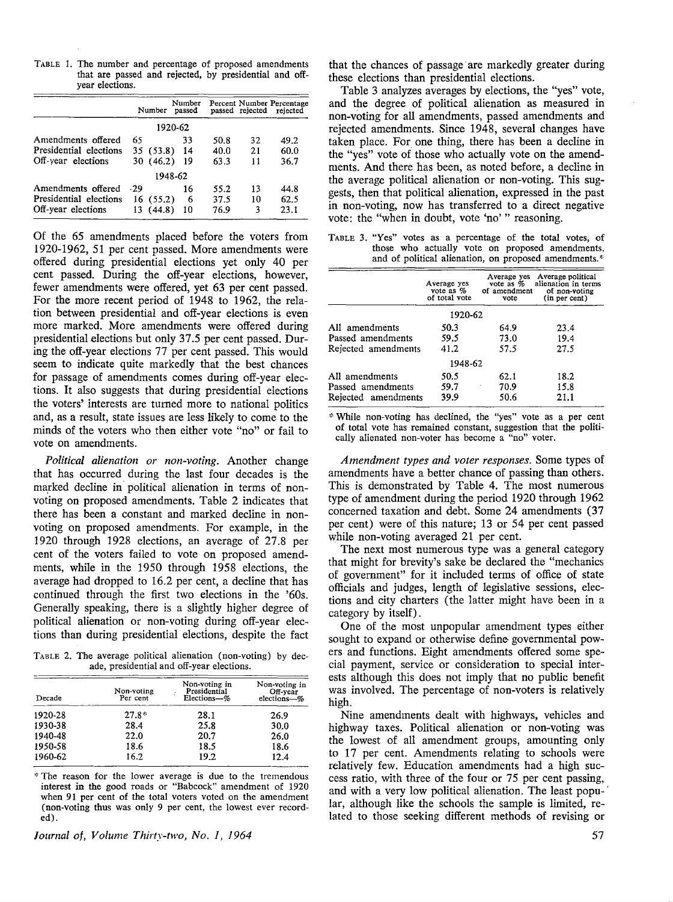TABLE 1. The number and percentage of proposed amendments that are passed and rejected, by presidential and off-year elections.

| | Number | Number passed | Percent passed | Number rejected | Percentage rejected |
|---|---|---|---|---|---|
| | 1920-62 | | | | |
| Amendments offered | 65 | 33 | 50.8 | 32 | 49.2 |
| Presidential elections | 35 (53.8) | 14 | 40.0 | 21 | 60.0 |
| Off-year elections | 30 (46.2) | 19 | 63.3 | 11 | 36.7 |
| | 1948-62 | | | | |
| Amendments offered | 29 | 16 | 55.2 | 13 | 44.8 |
| Presidential elections | 16 (55.2) | 6 | 37.5 | 10 | 62.5 |
| Off-year elections | 13 (44.8) | 10 | 76.9 | 3 | 23.1 |

Of the 65 amendments placed before the voters from 1920-1962, 51 per cent passed. More amendments were offered during presidential elections yet only 40 per cent passed. During the off-year elections, however, fewer amendments were offered, yet 63 per cent passed. For the more recent period of 1948 to 1962, the relation between presidential and off-year elections is even more marked. More amendments were offered during presidential elections but only 37.5 per cent passed. During the off-year elections 77 per cent passed. This would seem to indicate quite markedly that the best chances for passage of amendments comes during off-year elections. It also suggests that during presidential elections the voters' interests are turned more to national politics and, as a result, state issues are less likely to come to the minds of the voters who then either vote "no" or fail to vote on amendments.

*Political alienation or non-voting.* Another change that has occurred during the last four decades is the marked decline in political alienation in terms of non-voting on proposed amendments. Table 2 indicates that there has been a constant and marked decline in non-voting on proposed amendments. For example, in the 1920 through 1928 elections, an average of 27.8 per cent of the voters failed to vote on proposed amendments, while in the 1950 through 1958 elections, the average had dropped to 16.2 per cent, a decline that has continued through the first two elections in the '60s. Generally speaking, there is a slightly higher degree of political alienation or non-voting during off-year elections than during presidential elections, despite the fact that the chances of passage are markedly greater during these elections than presidential elections.

TABLE 2. The average political alienation (non-voting) by decade, presidential and off-year elections.

| Decade | Non-voting Per cent | Non-voting in Presidential Elections—% | Non-voting in Off-year elections—% |
|---|---|---|---|
| 1920-28 | 27.8* | 28.1 | 26.9 |
| 1930-38 | 28.4 | 25.8 | 30.0 |
| 1940-48 | 22.0 | 20.7 | 26.0 |
| 1950-58 | 18.6 | 18.5 | 18.6 |
| 1960-62 | 16.2 | 19.2 | 12.4 |

\* The reason for the lower average is due to the tremendous interest in the good roads or "Babcock" amendment of 1920 when 91 per cent of the total voters voted on the amendment (non-voting thus was only 9 per cent, the lowest ever recorded).

Table 3 analyzes averages by elections, the "yes" vote, and the degree of political alienation as measured in non-voting for all amendments, passed amendments and rejected amendments. Since 1948, several changes have taken place. For one thing, there has been a decline in the "yes" vote of those who actually vote on the amendments. And there has been, as noted before, a decline in the average political alienation or non-voting. This suggests, then that political alienation, expressed in the past in non-voting, now has transferred to a direct negative vote: the "when in doubt, vote 'no' " reasoning.

TABLE 3. "Yes" votes as a percentage of the total votes, of those who actually vote on proposed amendments, and of political alienation, on proposed amendments.*

| | Average yes vote as % of total vote | Average yes vote as % of amendment vote | Average political alienation in terms of non-voting (in per cent) |
|---|---|---|---|
| | 1920-62 | | |
| All amendments | 50.3 | 64.9 | 23.4 |
| Passed amendments | 59.5 | 73.0 | 19.4 |
| Rejected amendments | 41.2 | 57.5 | 27.5 |
| | 1948-62 | | |
| All amendments | 50.5 | 62.1 | 18.2 |
| Passed amendments | 59.7 | 70.9 | 15.8 |
| Rejected amendments | 39.9 | 50.6 | 21.1 |

\* While non-voting has declined, the "yes" vote as a per cent of total vote has remained constant, suggestion that the politically alienated non-voter has become a "no" voter.

*Amendment types and voter responses.* Some types of amendments have a better chance of passing than others. This is demonstrated by Table 4. The most numerous type of amendment during the period 1920 through 1962 concerned taxation and debt. Some 24 amendments (37 per cent) were of this nature; 13 or 54 per cent passed while non-voting averaged 21 per cent.

The next most numerous type was a general category that might for brevity's sake be declared the "mechanics of government" for it included terms of office of state officials and judges, length of legislative sessions, elections and city charters (the latter might have been in a category by itself).

One of the most unpopular amendment types either sought to expand or otherwise define governmental powers and functions. Eight amendments offered some special payment, service or consideration to special interests although this does not imply that no public benefit was involved. The percentage of non-voters is relatively high.

Nine amendments dealt with highways, vehicles and highway taxes. Political alienation or non-voting was the lowest of all amendment groups, amounting only to 17 per cent. Amendments relating to schools were relatively few. Education amendments had a high success ratio, with three of the four or 75 per cent passing, and with a very low political alienation. The least popular, although like the schools the sample is limited, related to those seeking different methods of revising or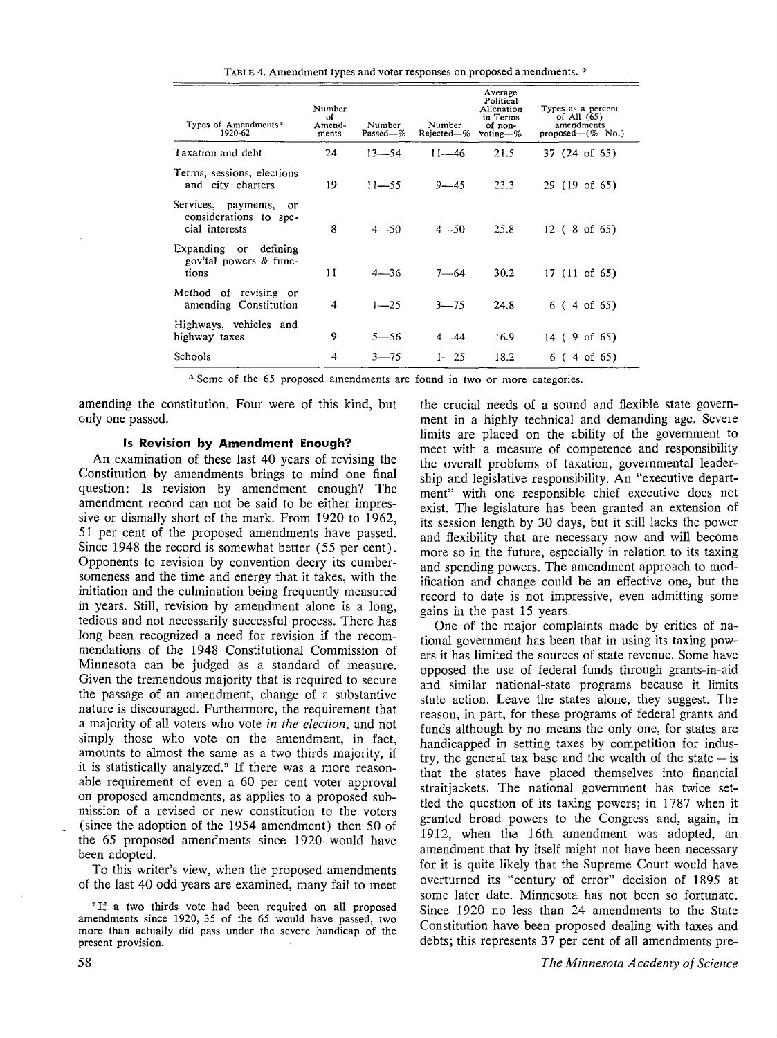TABLE 4. Amendment types and voter responses on proposed amendments. *

| Types of Amendments* 1920-62 | Number of Amend-ments | Number Passed—% | Number Rejected—% | Average Political Alienation in Terms of non-voting—% | Types as a percent of All (65) amendments proposed—(% No.) |
|---|---|---|---|---|---|
| Taxation and debt | 24 | 13—54 | 11—46 | 21.5 | 37 (24 of 65) |
| Terms, sessions, elections and city charters | 19 | 11—55 | 9—45 | 23.3 | 29 (19 of 65) |
| Services, payments, or considerations to special interests | 8 | 4—50 | 4—50 | 25.8 | 12 ( 8 of 65) |
| Expanding or defining gov'tal powers & functions | 11 | 4—36 | 7—64 | 30.2 | 17 (11 of 65) |
| Method of revising or amending Constitution | 4 | 1—25 | 3—75 | 24.8 | 6 ( 4 of 65) |
| Highways, vehicles and highway taxes | 9 | 5—56 | 4—44 | 16.9 | 14 ( 9 of 65) |
| Schools | 4 | 3—75 | 1—25 | 18.2 | 6 ( 4 of 65) |

* Some of the 65 proposed amendments are found in two or more categories.

amending the constitution. Four were of this kind, but only one passed.

### Is Revision by Amendment Enough?

An examination of these last 40 years of revising the Constitution by amendments brings to mind one final question: Is revision by amendment enough? The amendment record can not be said to be either impressive or dismally short of the mark. From 1920 to 1962, 51 per cent of the proposed amendments have passed. Since 1948 the record is somewhat better (55 per cent). Opponents to revision by convention decry its cumbersomeness and the time and energy that it takes, with the initiation and the culmination being frequently measured in years. Still, revision by amendment alone is a long, tedious and not necessarily successful process. There has long been recognized a need for revision if the recommendations of the 1948 Constitutional Commission of Minnesota can be judged as a standard of measure. Given the tremendous majority that is required to secure the passage of an amendment, change of a substantive nature is discouraged. Furthermore, the requirement that a majority of all voters who vote *in the election*, and not simply those who vote on the amendment, in fact, amounts to almost the same as a two thirds majority, if it is statistically analyzed.[9] If there was a more reasonable requirement of even a 60 per cent voter approval on proposed amendments, as applies to a proposed submission of a revised or new constitution to the voters (since the adoption of the 1954 amendment) then 50 of the 65 proposed amendments since 1920 would have been adopted.

To this writer's view, when the proposed amendments of the last 40 odd years are examined, many fail to meet the crucial needs of a sound and flexible state government in a highly technical and demanding age. Severe limits are placed on the ability of the government to meet with a measure of competence and responsibility the overall problems of taxation, governmental leadership and legislative responsibility. An "executive department" with one responsible chief executive does not exist. The legislature has been granted an extension of its session length by 30 days, but it still lacks the power and flexibility that are necessary now and will become more so in the future, especially in relation to its taxing and spending powers. The amendment approach to modification and change could be an effective one, but the record to date is not impressive, even admitting some gains in the past 15 years.

One of the major complaints made by critics of national government has been that in using its taxing powers it has limited the sources of state revenue. Some have opposed the use of federal funds through grants-in-aid and similar national-state programs because it limits state action. Leave the states alone, they suggest. The reason, in part, for these programs of federal grants and funds although by no means the only one, for states are handicapped in setting taxes by competition for industry, the general tax base and the wealth of the state – is that the states have placed themselves into financial straitjackets. The national government has twice settled the question of its taxing powers; in 1787 when it granted broad powers to the Congress and, again, in 1912, when the 16th amendment was adopted, an amendment that by itself might not have been necessary for it is quite likely that the Supreme Court would have overturned its "century of error" decision of 1895 at some later date. Minnesota has not been so fortunate. Since 1920 no less than 24 amendments to the State Constitution have been proposed dealing with taxes and debts; this represents 37 per cent of all amendments pre-

[9] If a two thirds vote had been required on all proposed amendments since 1920, 35 of the 65 would have passed, two more than actually did pass under the severe handicap of the present provision.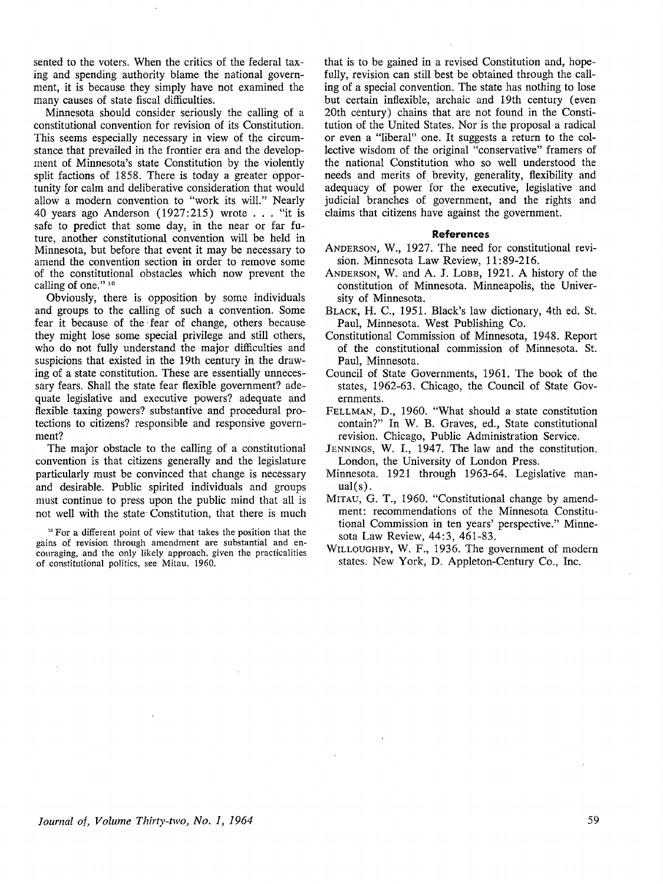sented to the voters. When the critics of the federal taxing and spending authority blame the national government, it is because they simply have not examined the many causes of state fiscal difficulties.

Minnesota should consider seriously the calling of a constitutional convention for revision of its Constitution. This seems especially necessary in view of the circumstance that prevailed in the frontier era and the development of Minnesota's state Constitution by the violently split factions of 1858. There is today a greater opportunity for calm and deliberative consideration that would allow a modern convention to "work its will." Nearly 40 years ago Anderson (1927:215) wrote . . . "it is safe to predict that some day, in the near or far future, another constitutional convention will be held in Minnesota, but before that event it may be necessary to amend the convention section in order to remove some of the constitutional obstacles which now prevent the calling of one."[10]

Obviously, there is opposition by some individuals and groups to the calling of such a convention. Some fear it because of the fear of change, others because they might lose some special privilege and still others, who do not fully understand the major difficulties and suspicions that existed in the 19th century in the drawing of a state constitution. These are essentially unnecessary fears. Shall the state fear flexible government? adequate legislative and executive powers? adequate and flexible taxing powers? substantive and procedural protections to citizens? responsible and responsive government?

The major obstacle to the calling of a constitutional convention is that citizens generally and the legislature particularly must be convinced that change is necessary and desirable. Public spirited individuals and groups must continue to press upon the public mind that all is not well with the state Constitution, that there is much that is to be gained in a revised Constitution and, hopefully, revision can still best be obtained through the calling of a special convention. The state has nothing to lose but certain inflexible, archaic and 19th century (even 20th century) chains that are not found in the Constitution of the United States. Nor is the proposal a radical or even a "liberal" one. It suggests a return to the collective wisdom of the original "conservative" framers of the national Constitution who so well understood the needs and merits of brevity, generality, flexibility and adequacy of power for the executive, legislative and judicial branches of government, and the rights and claims that citizens have against the government.

[10] For a different point of view that takes the position that the gains of revision through amendment are substantial and encouraging, and the only likely approach, given the practicalities of constitutional politics, see Mitau, 1960.

### References

ANDERSON, W., 1927. The need for constitutional revision. Minnesota Law Review, 11:89-216.

ANDERSON, W. and A. J. LOBB, 1921. A history of the constitution of Minnesota. Minneapolis, the University of Minnesota.

BLACK, H. C., 1951. Black's law dictionary, 4th ed. St. Paul, Minnesota. West Publishing Co.

Constitutional Commission of Minnesota, 1948. Report of the constitutional commission of Minnesota. St. Paul, Minnesota.

Council of State Governments, 1961. The book of the states, 1962-63. Chicago, the Council of State Governments.

FELLMAN, D., 1960. "What should a state constitution contain?" In W. B. Graves, ed., State constitutional revision. Chicago, Public Administration Service.

JENNINGS, W. I., 1947. The law and the constitution. London, the University of London Press.

Minnesota. 1921 through 1963-64. Legislative manual(s).

MITAU, G. T., 1960. "Constitutional change by amendment: recommendations of the Minnesota Constitutional Commission in ten years' perspective." Minnesota Law Review, 44:3, 461-83.

WILLOUGHBY, W. F., 1936. The government of modern states. New York, D. Appleton-Century Co., Inc.